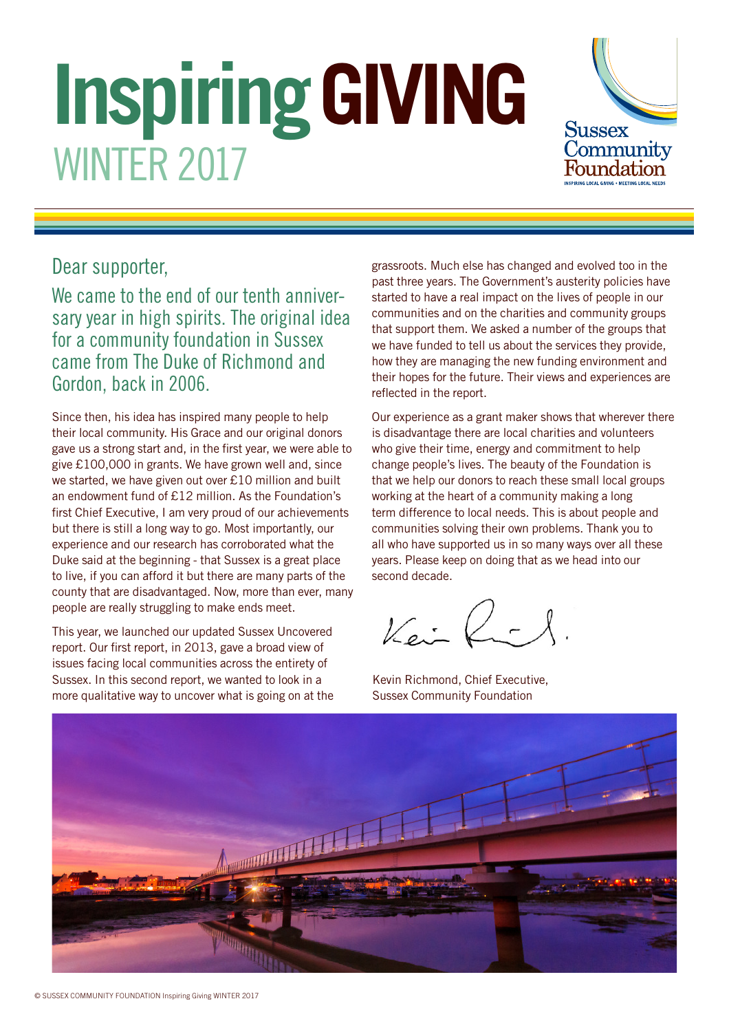# Inspiring GIVING
## WINTER 2017

Sussex Community Foundation
INSPIRING LOCAL GIVING • MEETING LOCAL NEEDS

Dear supporter,

We came to the end of our tenth anniversary year in high spirits. The original idea for a community foundation in Sussex came from The Duke of Richmond and Gordon, back in 2006.

Since then, his idea has inspired many people to help their local community. His Grace and our original donors gave us a strong start and, in the first year, we were able to give £100,000 in grants. We have grown well and, since we started, we have given out over £10 million and built an endowment fund of £12 million. As the Foundation's first Chief Executive, I am very proud of our achievements but there is still a long way to go. Most importantly, our experience and our research has corroborated what the Duke said at the beginning - that Sussex is a great place to live, if you can afford it but there are many parts of the county that are disadvantaged. Now, more than ever, many people are really struggling to make ends meet.

This year, we launched our updated Sussex Uncovered report. Our first report, in 2013, gave a broad view of issues facing local communities across the entirety of Sussex. In this second report, we wanted to look in a more qualitative way to uncover what is going on at the grassroots. Much else has changed and evolved too in the past three years. The Government's austerity policies have started to have a real impact on the lives of people in our communities and on the charities and community groups that support them. We asked a number of the groups that we have funded to tell us about the services they provide, how they are managing the new funding environment and their hopes for the future. Their views and experiences are reflected in the report.

Our experience as a grant maker shows that wherever there is disadvantage there are local charities and volunteers who give their time, energy and commitment to help change people's lives. The beauty of the Foundation is that we help our donors to reach these small local groups working at the heart of a community making a long term difference to local needs. This is about people and communities solving their own problems. Thank you to all who have supported us in so many ways over all these years. Please keep on doing that as we head into our second decade.

Kevin Richmond, Chief Executive,
Sussex Community Foundation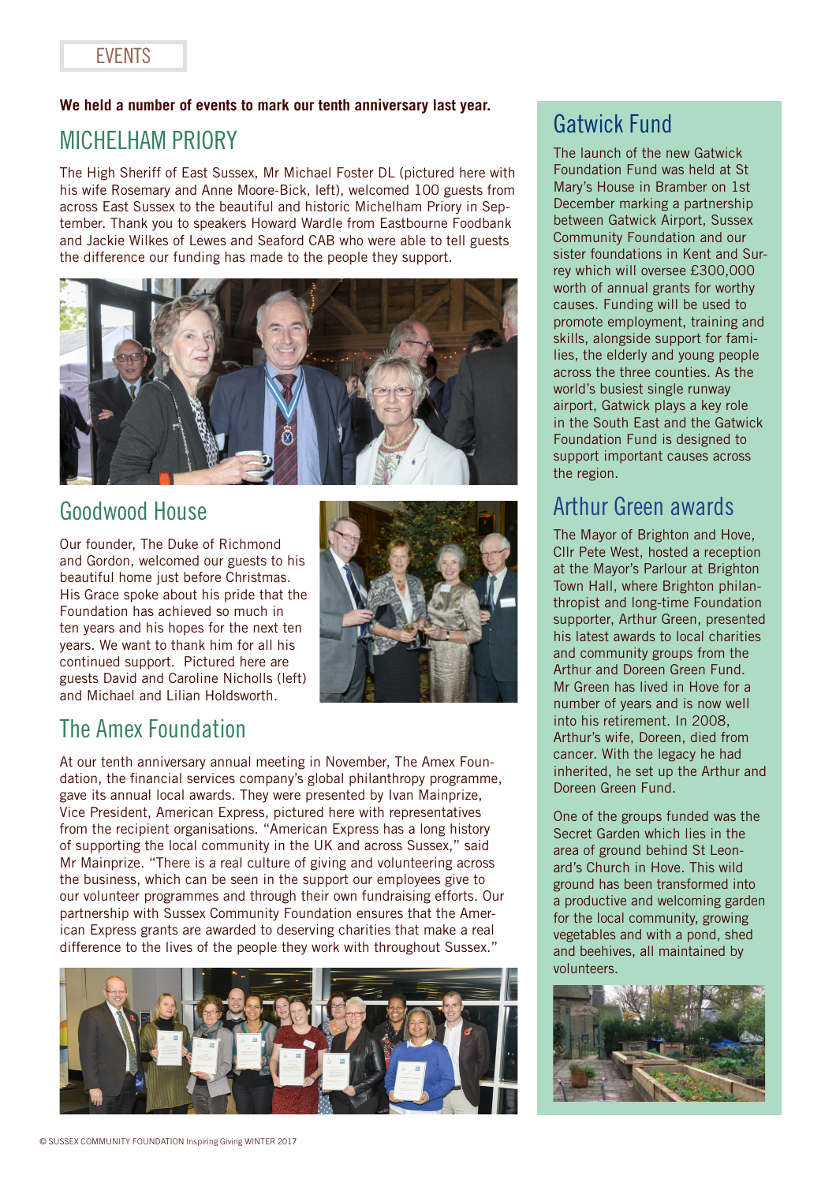EVENTS

**We held a number of events to mark our tenth anniversary last year.**

## MICHELHAM PRIORY

The High Sheriff of East Sussex, Mr Michael Foster DL (pictured here with his wife Rosemary and Anne Moore-Bick, left), welcomed 100 guests from across East Sussex to the beautiful and historic Michelham Priory in September. Thank you to speakers Howard Wardle from Eastbourne Foodbank and Jackie Wilkes of Lewes and Seaford CAB who were able to tell guests the difference our funding has made to the people they support.

## Goodwood House

Our founder, The Duke of Richmond and Gordon, welcomed our guests to his beautiful home just before Christmas. His Grace spoke about his pride that the Foundation has achieved so much in ten years and his hopes for the next ten years. We want to thank him for all his continued support. Pictured here are guests David and Caroline Nicholls (left) and Michael and Lilian Holdsworth.

## The Amex Foundation

At our tenth anniversary annual meeting in November, The Amex Foundation, the financial services company's global philanthropy programme, gave its annual local awards. They were presented by Ivan Mainprize, Vice President, American Express, pictured here with representatives from the recipient organisations. "American Express has a long history of supporting the local community in the UK and across Sussex," said Mr Mainprize. "There is a real culture of giving and volunteering across the business, which can be seen in the support our employees give to our volunteer programmes and through their own fundraising efforts. Our partnership with Sussex Community Foundation ensures that the American Express grants are awarded to deserving charities that make a real difference to the lives of the people they work with throughout Sussex."

## Gatwick Fund

The launch of the new Gatwick Foundation Fund was held at St Mary's House in Bramber on 1st December marking a partnership between Gatwick Airport, Sussex Community Foundation and our sister foundations in Kent and Surrey which will oversee £300,000 worth of annual grants for worthy causes. Funding will be used to promote employment, training and skills, alongside support for families, the elderly and young people across the three counties. As the world's busiest single runway airport, Gatwick plays a key role in the South East and the Gatwick Foundation Fund is designed to support important causes across the region.

## Arthur Green awards

The Mayor of Brighton and Hove, Cllr Pete West, hosted a reception at the Mayor's Parlour at Brighton Town Hall, where Brighton philanthropist and long-time Foundation supporter, Arthur Green, presented his latest awards to local charities and community groups from the Arthur and Doreen Green Fund. Mr Green has lived in Hove for a number of years and is now well into his retirement. In 2008, Arthur's wife, Doreen, died from cancer. With the legacy he had inherited, he set up the Arthur and Doreen Green Fund.

One of the groups funded was the Secret Garden which lies in the area of ground behind St Leonard's Church in Hove. This wild ground has been transformed into a productive and welcoming garden for the local community, growing vegetables and with a pond, shed and beehives, all maintained by volunteers.

© SUSSEX COMMUNITY FOUNDATION Inspiring Giving WINTER 2017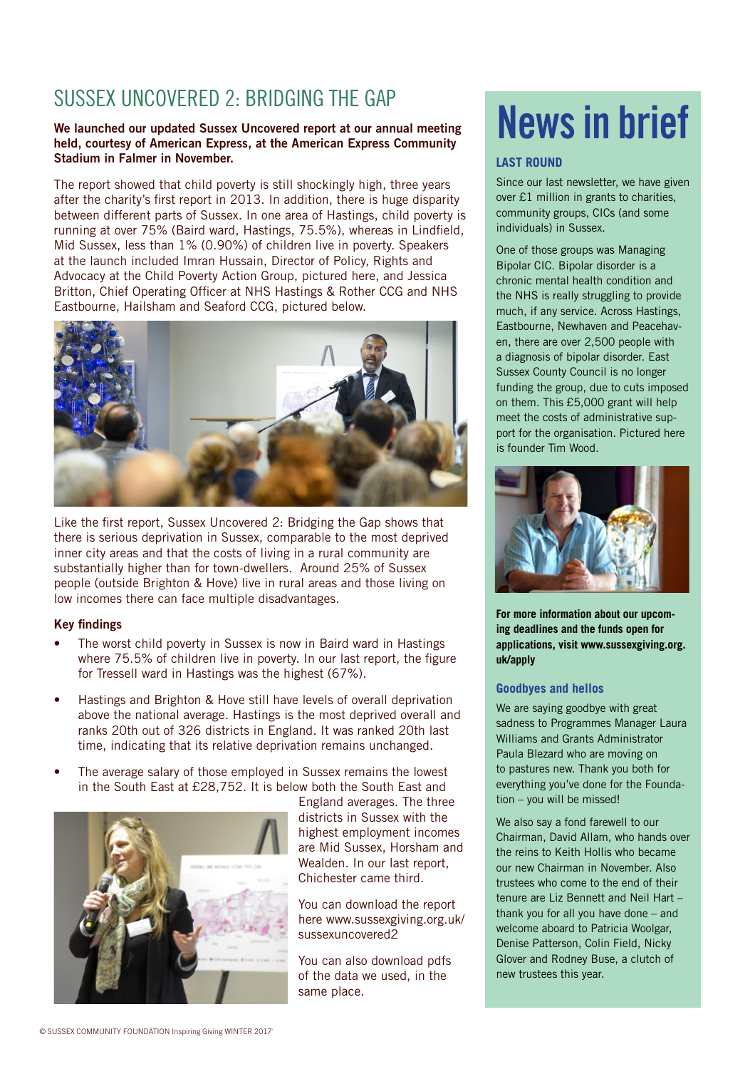# SUSSEX UNCOVERED 2: BRIDGING THE GAP

**We launched our updated Sussex Uncovered report at our annual meeting held, courtesy of American Express, at the American Express Community Stadium in Falmer in November.**

The report showed that child poverty is still shockingly high, three years after the charity's first report in 2013. In addition, there is huge disparity between different parts of Sussex. In one area of Hastings, child poverty is running at over 75% (Baird ward, Hastings, 75.5%), whereas in Lindfield, Mid Sussex, less than 1% (0.90%) of children live in poverty. Speakers at the launch included Imran Hussain, Director of Policy, Rights and Advocacy at the Child Poverty Action Group, pictured here, and Jessica Britton, Chief Operating Officer at NHS Hastings & Rother CCG and NHS Eastbourne, Hailsham and Seaford CCG, pictured below.

Like the first report, Sussex Uncovered 2: Bridging the Gap shows that there is serious deprivation in Sussex, comparable to the most deprived inner city areas and that the costs of living in a rural community are substantially higher than for town-dwellers. Around 25% of Sussex people (outside Brighton & Hove) live in rural areas and those living on low incomes there can face multiple disadvantages.

**Key findings**

- The worst child poverty in Sussex is now in Baird ward in Hastings where 75.5% of children live in poverty. In our last report, the figure for Tressell ward in Hastings was the highest (67%).
- Hastings and Brighton & Hove still have levels of overall deprivation above the national average. Hastings is the most deprived overall and ranks 20th out of 326 districts in England. It was ranked 20th last time, indicating that its relative deprivation remains unchanged.
- The average salary of those employed in Sussex remains the lowest in the South East at £28,752. It is below both the South East and England averages. The three districts in Sussex with the highest employment incomes are Mid Sussex, Horsham and Wealden. In our last report, Chichester came third.

You can download the report here www.sussexgiving.org.uk/sussexuncovered2

You can also download pdfs of the data we used, in the same place.

# News in brief

## LAST ROUND

Since our last newsletter, we have given over £1 million in grants to charities, community groups, CICs (and some individuals) in Sussex.

One of those groups was Managing Bipolar CIC. Bipolar disorder is a chronic mental health condition and the NHS is really struggling to provide much, if any service. Across Hastings, Eastbourne, Newhaven and Peacehaven, there are over 2,500 people with a diagnosis of bipolar disorder. East Sussex County Council is no longer funding the group, due to cuts imposed on them. This £5,000 grant will help meet the costs of administrative support for the organisation. Pictured here is founder Tim Wood.

**For more information about our upcoming deadlines and the funds open for applications, visit www.sussexgiving.org.uk/apply**

## Goodbyes and hellos

We are saying goodbye with great sadness to Programmes Manager Laura Williams and Grants Administrator Paula Blezard who are moving on to pastures new. Thank you both for everything you've done for the Foundation – you will be missed!

We also say a fond farewell to our Chairman, David Allam, who hands over the reins to Keith Hollis who became our new Chairman in November. Also trustees who come to the end of their tenure are Liz Bennett and Neil Hart – thank you for all you have done – and welcome aboard to Patricia Woolgar, Denise Patterson, Colin Field, Nicky Glover and Rodney Buse, a clutch of new trustees this year.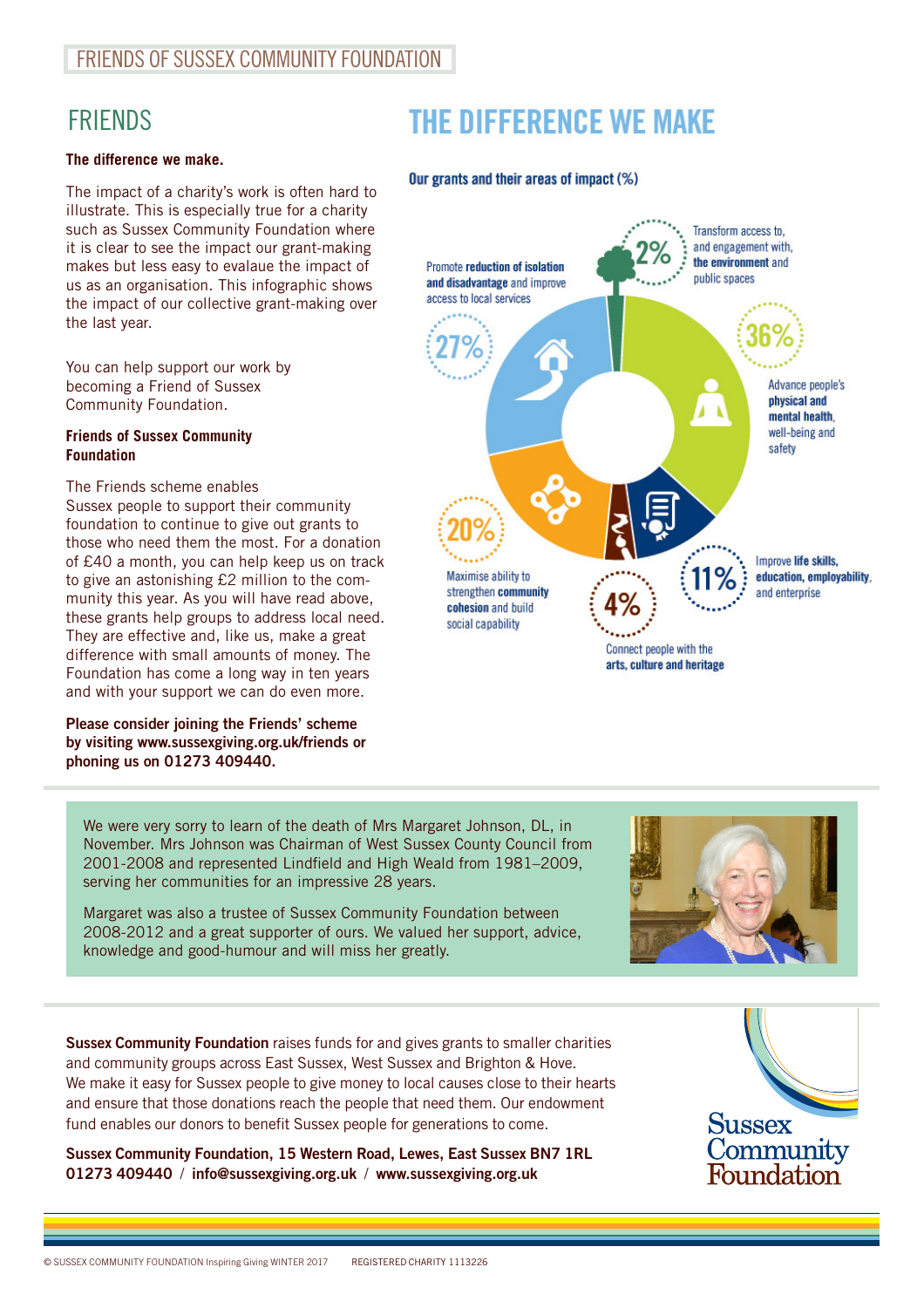FRIENDS OF SUSSEX COMMUNITY FOUNDATION

## FRIENDS

**The difference we make.**

The impact of a charity's work is often hard to illustrate. This is especially true for a charity such as Sussex Community Foundation where it is clear to see the impact our grant-making makes but less easy to evalaue the impact of us as an organisation. This infographic shows the impact of our collective grant-making over the last year.

You can help support our work by becoming a Friend of Sussex Community Foundation.

**Friends of Sussex Community Foundation**

The Friends scheme enables Sussex people to support their community foundation to continue to give out grants to those who need them the most. For a donation of £40 a month, you can help keep us on track to give an astonishing £2 million to the community this year. As you will have read above, these grants help groups to address local need. They are effective and, like us, make a great difference with small amounts of money. The Foundation has come a long way in ten years and with your support we can do even more.

**Please consider joining the Friends' scheme by visiting www.sussexgiving.org.uk/friends or phoning us on 01273 409440.**

## THE DIFFERENCE WE MAKE

**Our grants and their areas of impact (%)**

2% Transform access to, and engagement with, **the environment** and public spaces

36% Advance people's **physical and mental health**, well-being and safety

11% Improve **life skills, education, employability**, and enterprise

4% Connect people with the **arts, culture and heritage**

20% Maximise ability to strengthen **community cohesion** and build social capability

27% Promote **reduction of isolation and disadvantage** and improve access to local services

We were very sorry to learn of the death of Mrs Margaret Johnson, DL, in November. Mrs Johnson was Chairman of West Sussex County Council from 2001-2008 and represented Lindfield and High Weald from 1981–2009, serving her communities for an impressive 28 years.

Margaret was also a trustee of Sussex Community Foundation between 2008-2012 and a great supporter of ours. We valued her support, advice, knowledge and good-humour and will miss her greatly.

**Sussex Community Foundation** raises funds for and gives grants to smaller charities and community groups across East Sussex, West Sussex and Brighton & Hove. We make it easy for Sussex people to give money to local causes close to their hearts and ensure that those donations reach the people that need them. Our endowment fund enables our donors to benefit Sussex people for generations to come.

**Sussex Community Foundation, 15 Western Road, Lewes, East Sussex BN7 1RL**
**01273 409440 / info@sussexgiving.org.uk / www.sussexgiving.org.uk**

Sussex Community Foundation

© SUSSEX COMMUNITY FOUNDATION Inspiring Giving WINTER 2017 REGISTERED CHARITY 1113226